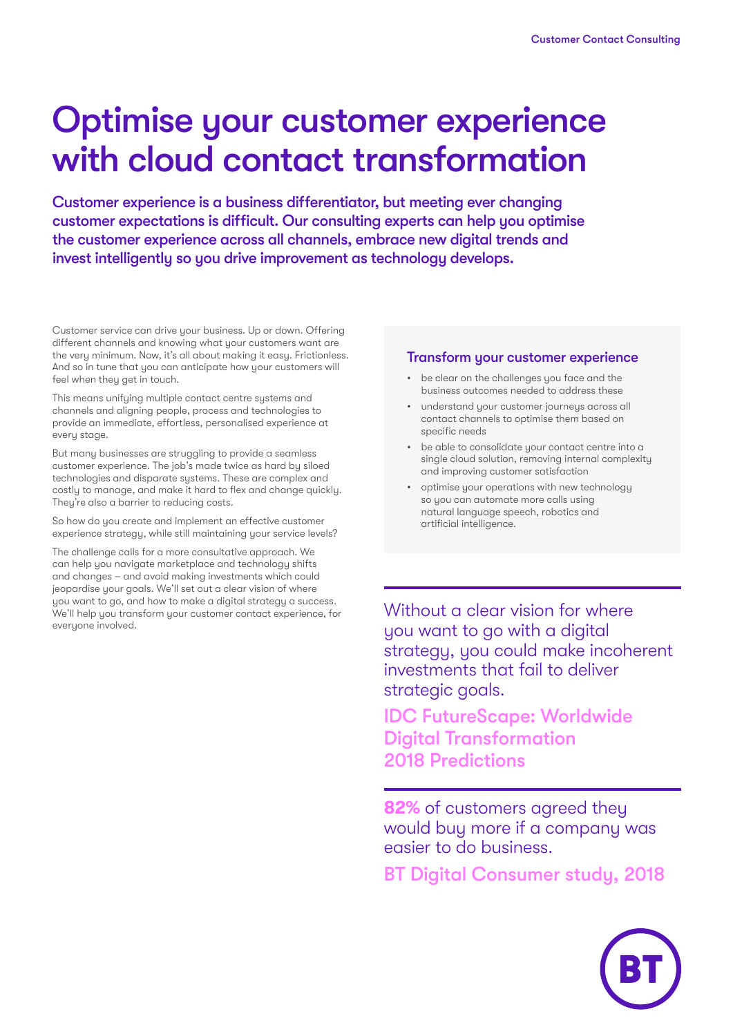# Optimise your customer experience with cloud contact transformation

**Customer experience is a business differentiator, but meeting ever changing customer expectations is difficult. Our consulting experts can help you optimise the customer experience across all channels, embrace new digital trends and invest intelligently so you drive improvement as technology develops.**

Customer service can drive your business. Up or down. Offering different channels and knowing what your customers want are the very minimum. Now, it's all about making it easy. Frictionless. And so in tune that you can anticipate how your customers will feel when they get in touch.

This means unifying multiple contact centre systems and channels and aligning people, process and technologies to provide an immediate, effortless, personalised experience at every stage.

But many businesses are struggling to provide a seamless customer experience. The job's made twice as hard by siloed technologies and disparate systems. These are complex and costly to manage, and make it hard to flex and change quickly. They're also a barrier to reducing costs.

So how do you create and implement an effective customer experience strategy, while still maintaining your service levels?

The challenge calls for a more consultative approach. We can help you navigate marketplace and technology shifts and changes – and avoid making investments which could jeopardise your goals. We'll set out a clear vision of where you want to go, and how to make a digital strategy a success. We'll help you transform your customer contact experience, for everyone involved.

### Transform your customer experience

- be clear on the challenges you face and the business outcomes needed to address these
- understand your customer journeys across all contact channels to optimise them based on specific needs
- be able to consolidate your contact centre into a single cloud solution, removing internal complexity and improving customer satisfaction
- optimise your operations with new technology so you can automate more calls using natural language speech, robotics and artificial intelligence.

> Without a clear vision for where you want to go with a digital strategy, you could make incoherent investments that fail to deliver strategic goals.
>
> **IDC FutureScape: Worldwide Digital Transformation 2018 Predictions**

> **82%** of customers agreed they would buy more if a company was easier to do business.
>
> **BT Digital Consumer study, 2018**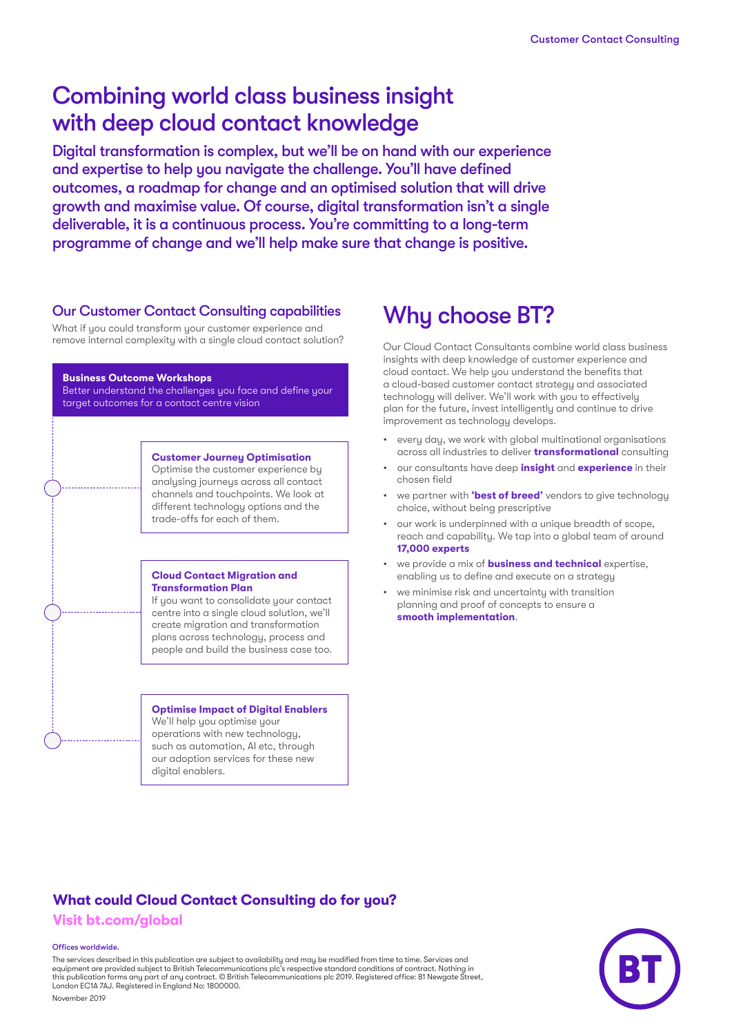# Combining world class business insight with deep cloud contact knowledge

**Digital transformation is complex, but we'll be on hand with our experience and expertise to help you navigate the challenge. You'll have defined outcomes, a roadmap for change and an optimised solution that will drive growth and maximise value. Of course, digital transformation isn't a single deliverable, it is a continuous process. You're committing to a long-term programme of change and we'll help make sure that change is positive.**

## Our Customer Contact Consulting capabilities

What if you could transform your customer experience and remove internal complexity with a single cloud contact solution?

**Business Outcome Workshops**
Better understand the challenges you face and define your target outcomes for a contact centre vision

**Customer Journey Optimisation**
Optimise the customer experience by analysing journeys across all contact channels and touchpoints. We look at different technology options and the trade-offs for each of them.

**Cloud Contact Migration and Transformation Plan**
If you want to consolidate your contact centre into a single cloud solution, we'll create migration and transformation plans across technology, process and people and build the business case too.

**Optimise Impact of Digital Enablers**
We'll help you optimise your operations with new technology, such as automation, AI etc, through our adoption services for these new digital enablers.

## Why choose BT?

Our Cloud Contact Consultants combine world class business insights with deep knowledge of customer experience and cloud contact. We help you understand the benefits that a cloud-based customer contact strategy and associated technology will deliver. We'll work with you to effectively plan for the future, invest intelligently and continue to drive improvement as technology develops.

- every day, we work with global multinational organisations across all industries to deliver **transformational** consulting
- our consultants have deep **insight** and **experience** in their chosen field
- we partner with **'best of breed'** vendors to give technology choice, without being prescriptive
- our work is underpinned with a unique breadth of scope, reach and capability. We tap into a global team of around **17,000 experts**
- we provide a mix of **business and technical** expertise, enabling us to define and execute on a strategy
- we minimise risk and uncertainty with transition planning and proof of concepts to ensure a **smooth implementation**.

### What could Cloud Contact Consulting do for you?

**Visit bt.com/global**

**Offices worldwide.**

The services described in this publication are subject to availability and may be modified from time to time. Services and equipment are provided subject to British Telecommunications plc's respective standard conditions of contract. Nothing in this publication forms any part of any contract. © British Telecommunications plc 2019. Registered office: 81 Newgate Street, London EC1A 7AJ. Registered in England No: 1800000.

November 2019